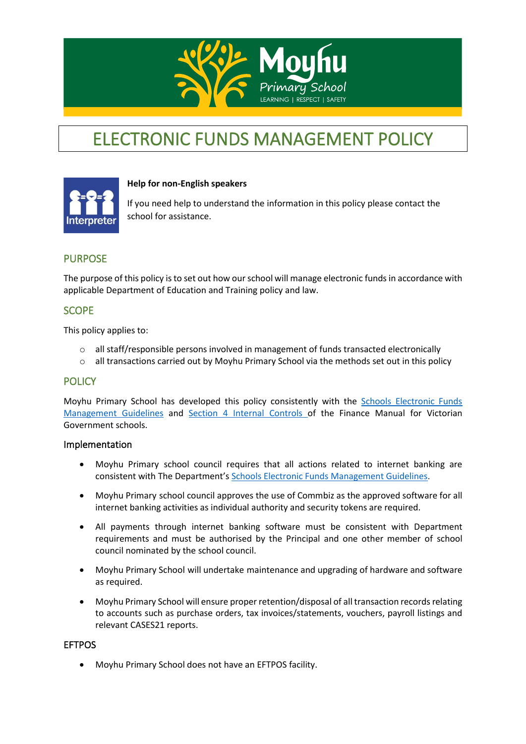# ELECTRONIC FUNDS MANAGEMENT POLICY

**Help for non-English speakers**

If you need help to understand the information in this policy please contact the school for assistance.

## PURPOSE

The purpose of this policy is to set out how our school will manage electronic funds in accordance with applicable Department of Education and Training policy and law.

## SCOPE

This policy applies to:

- all staff/responsible persons involved in management of funds transacted electronically
- all transactions carried out by Moyhu Primary School via the methods set out in this policy

## POLICY

Moyhu Primary School has developed this policy consistently with the Schools Electronic Funds Management Guidelines and Section 4 Internal Controls of the Finance Manual for Victorian Government schools.

### Implementation

- Moyhu Primary school council requires that all actions related to internet banking are consistent with The Department's Schools Electronic Funds Management Guidelines.
- Moyhu Primary school council approves the use of Commbiz as the approved software for all internet banking activities as individual authority and security tokens are required.
- All payments through internet banking software must be consistent with Department requirements and must be authorised by the Principal and one other member of school council nominated by the school council.
- Moyhu Primary School will undertake maintenance and upgrading of hardware and software as required.
- Moyhu Primary School will ensure proper retention/disposal of all transaction records relating to accounts such as purchase orders, tax invoices/statements, vouchers, payroll listings and relevant CASES21 reports.

### EFTPOS

- Moyhu Primary School does not have an EFTPOS facility.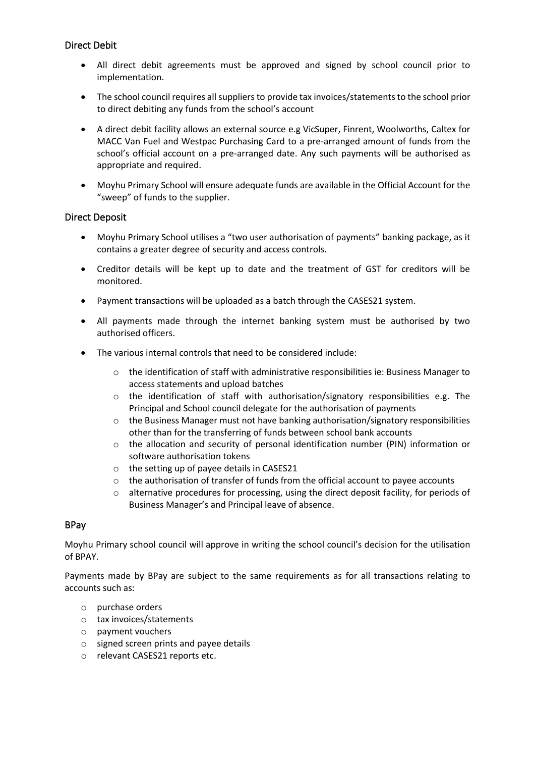## Direct Debit

- All direct debit agreements must be approved and signed by school council prior to implementation.
- The school council requires all suppliers to provide tax invoices/statements to the school prior to direct debiting any funds from the school's account
- A direct debit facility allows an external source e.g VicSuper, Finrent, Woolworths, Caltex for MACC Van Fuel and Westpac Purchasing Card to a pre-arranged amount of funds from the school's official account on a pre-arranged date. Any such payments will be authorised as appropriate and required.
- Moyhu Primary School will ensure adequate funds are available in the Official Account for the "sweep" of funds to the supplier.

## Direct Deposit

- Moyhu Primary School utilises a "two user authorisation of payments" banking package, as it contains a greater degree of security and access controls.
- Creditor details will be kept up to date and the treatment of GST for creditors will be monitored.
- Payment transactions will be uploaded as a batch through the CASES21 system.
- All payments made through the internet banking system must be authorised by two authorised officers.
- The various internal controls that need to be considered include:
  - the identification of staff with administrative responsibilities ie: Business Manager to access statements and upload batches
  - the identification of staff with authorisation/signatory responsibilities e.g. The Principal and School council delegate for the authorisation of payments
  - the Business Manager must not have banking authorisation/signatory responsibilities other than for the transferring of funds between school bank accounts
  - the allocation and security of personal identification number (PIN) information or software authorisation tokens
  - the setting up of payee details in CASES21
  - the authorisation of transfer of funds from the official account to payee accounts
  - alternative procedures for processing, using the direct deposit facility, for periods of Business Manager's and Principal leave of absence.

## BPay

Moyhu Primary school council will approve in writing the school council's decision for the utilisation of BPAY.

Payments made by BPay are subject to the same requirements as for all transactions relating to accounts such as:

- purchase orders
- tax invoices/statements
- payment vouchers
- signed screen prints and payee details
- relevant CASES21 reports etc.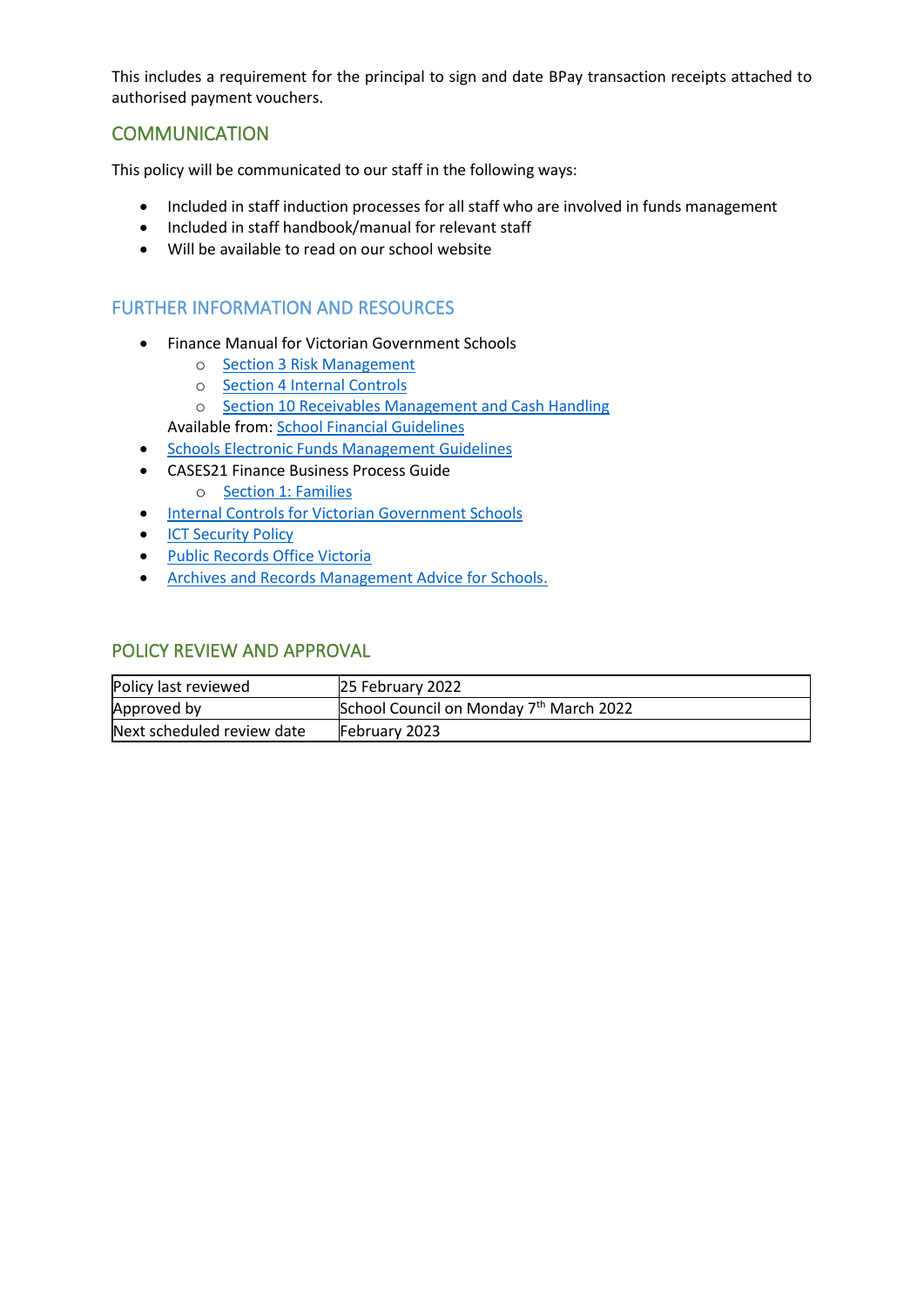This includes a requirement for the principal to sign and date BPay transaction receipts attached to authorised payment vouchers.

## COMMUNICATION

This policy will be communicated to our staff in the following ways:

- Included in staff induction processes for all staff who are involved in funds management
- Included in staff handbook/manual for relevant staff
- Will be available to read on our school website

## FURTHER INFORMATION AND RESOURCES

- Finance Manual for Victorian Government Schools
  - Section 3 Risk Management
  - Section 4 Internal Controls
  - Section 10 Receivables Management and Cash Handling

  Available from: School Financial Guidelines
- Schools Electronic Funds Management Guidelines
- CASES21 Finance Business Process Guide
  - Section 1: Families
- Internal Controls for Victorian Government Schools
- ICT Security Policy
- Public Records Office Victoria
- Archives and Records Management Advice for Schools.

## POLICY REVIEW AND APPROVAL

| | |
|---|---|
| Policy last reviewed | 25 February 2022 |
| Approved by | School Council on Monday 7th March 2022 |
| Next scheduled review date | February 2023 |